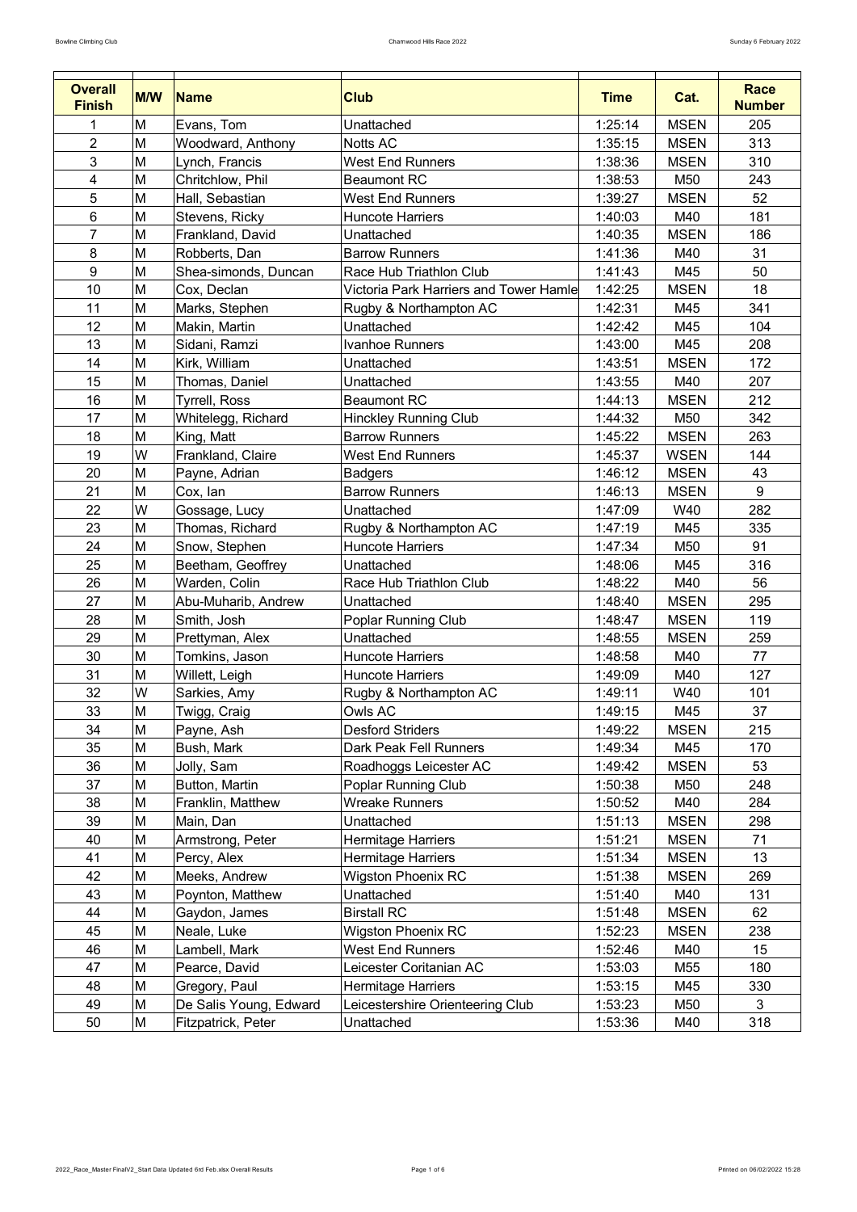| Overall Finish | M/W | Name | Club | Time | Cat. | Race Number |
|---|---|---|---|---|---|---|
| 1 | M | Evans, Tom | Unattached | 1:25:14 | MSEN | 205 |
| 2 | M | Woodward, Anthony | Notts AC | 1:35:15 | MSEN | 313 |
| 3 | M | Lynch, Francis | West End Runners | 1:38:36 | MSEN | 310 |
| 4 | M | Chritchlow, Phil | Beaumont RC | 1:38:53 | M50 | 243 |
| 5 | M | Hall, Sebastian | West End Runners | 1:39:27 | MSEN | 52 |
| 6 | M | Stevens, Ricky | Huncote Harriers | 1:40:03 | M40 | 181 |
| 7 | M | Frankland, David | Unattached | 1:40:35 | MSEN | 186 |
| 8 | M | Robberts, Dan | Barrow Runners | 1:41:36 | M40 | 31 |
| 9 | M | Shea-simonds, Duncan | Race Hub Triathlon Club | 1:41:43 | M45 | 50 |
| 10 | M | Cox, Declan | Victoria Park Harriers and Tower Hamle | 1:42:25 | MSEN | 18 |
| 11 | M | Marks, Stephen | Rugby & Northampton AC | 1:42:31 | M45 | 341 |
| 12 | M | Makin, Martin | Unattached | 1:42:42 | M45 | 104 |
| 13 | M | Sidani, Ramzi | Ivanhoe Runners | 1:43:00 | M45 | 208 |
| 14 | M | Kirk, William | Unattached | 1:43:51 | MSEN | 172 |
| 15 | M | Thomas, Daniel | Unattached | 1:43:55 | M40 | 207 |
| 16 | M | Tyrrell, Ross | Beaumont RC | 1:44:13 | MSEN | 212 |
| 17 | M | Whitelegg, Richard | Hinckley Running Club | 1:44:32 | M50 | 342 |
| 18 | M | King, Matt | Barrow Runners | 1:45:22 | MSEN | 263 |
| 19 | W | Frankland, Claire | West End Runners | 1:45:37 | WSEN | 144 |
| 20 | M | Payne, Adrian | Badgers | 1:46:12 | MSEN | 43 |
| 21 | M | Cox, Ian | Barrow Runners | 1:46:13 | MSEN | 9 |
| 22 | W | Gossage, Lucy | Unattached | 1:47:09 | W40 | 282 |
| 23 | M | Thomas, Richard | Rugby & Northampton AC | 1:47:19 | M45 | 335 |
| 24 | M | Snow, Stephen | Huncote Harriers | 1:47:34 | M50 | 91 |
| 25 | M | Beetham, Geoffrey | Unattached | 1:48:06 | M45 | 316 |
| 26 | M | Warden, Colin | Race Hub Triathlon Club | 1:48:22 | M40 | 56 |
| 27 | M | Abu-Muharib, Andrew | Unattached | 1:48:40 | MSEN | 295 |
| 28 | M | Smith, Josh | Poplar Running Club | 1:48:47 | MSEN | 119 |
| 29 | M | Prettyman, Alex | Unattached | 1:48:55 | MSEN | 259 |
| 30 | M | Tomkins, Jason | Huncote Harriers | 1:48:58 | M40 | 77 |
| 31 | M | Willett, Leigh | Huncote Harriers | 1:49:09 | M40 | 127 |
| 32 | W | Sarkies, Amy | Rugby & Northampton AC | 1:49:11 | W40 | 101 |
| 33 | M | Twigg, Craig | Owls AC | 1:49:15 | M45 | 37 |
| 34 | M | Payne, Ash | Desford Striders | 1:49:22 | MSEN | 215 |
| 35 | M | Bush, Mark | Dark Peak Fell Runners | 1:49:34 | M45 | 170 |
| 36 | M | Jolly, Sam | Roadhoggs Leicester AC | 1:49:42 | MSEN | 53 |
| 37 | M | Button, Martin | Poplar Running Club | 1:50:38 | M50 | 248 |
| 38 | M | Franklin, Matthew | Wreake Runners | 1:50:52 | M40 | 284 |
| 39 | M | Main, Dan | Unattached | 1:51:13 | MSEN | 298 |
| 40 | M | Armstrong, Peter | Hermitage Harriers | 1:51:21 | MSEN | 71 |
| 41 | M | Percy, Alex | Hermitage Harriers | 1:51:34 | MSEN | 13 |
| 42 | M | Meeks, Andrew | Wigston Phoenix RC | 1:51:38 | MSEN | 269 |
| 43 | M | Poynton, Matthew | Unattached | 1:51:40 | M40 | 131 |
| 44 | M | Gaydon, James | Birstall RC | 1:51:48 | MSEN | 62 |
| 45 | M | Neale, Luke | Wigston Phoenix RC | 1:52:23 | MSEN | 238 |
| 46 | M | Lambell, Mark | West End Runners | 1:52:46 | M40 | 15 |
| 47 | M | Pearce, David | Leicester Coritanian AC | 1:53:03 | M55 | 180 |
| 48 | M | Gregory, Paul | Hermitage Harriers | 1:53:15 | M45 | 330 |
| 49 | M | De Salis Young, Edward | Leicestershire Orienteering Club | 1:53:23 | M50 | 3 |
| 50 | M | Fitzpatrick, Peter | Unattached | 1:53:36 | M40 | 318 |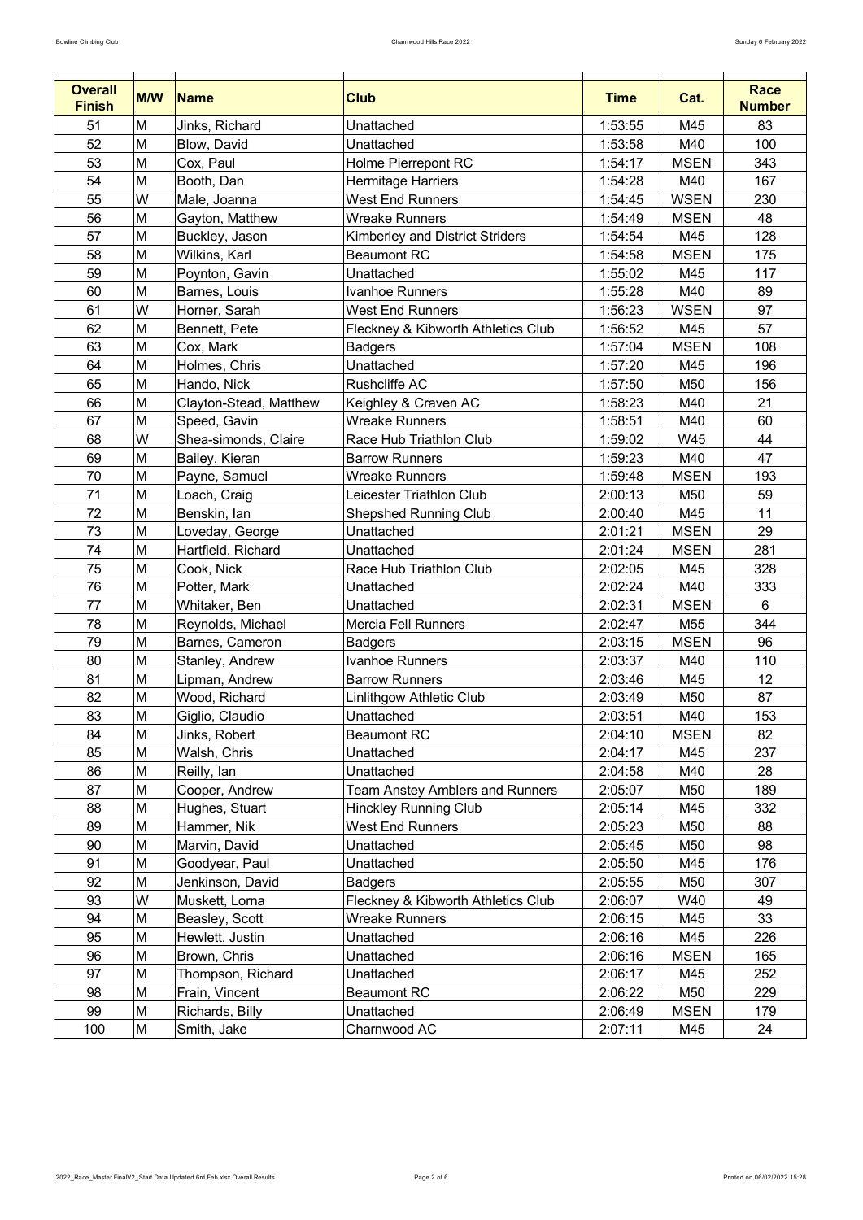| Overall Finish | M/W | Name | Club | Time | Cat. | Race Number |
|---|---|---|---|---|---|---|
| 51 | M | Jinks, Richard | Unattached | 1:53:55 | M45 | 83 |
| 52 | M | Blow, David | Unattached | 1:53:58 | M40 | 100 |
| 53 | M | Cox, Paul | Holme Pierrepont RC | 1:54:17 | MSEN | 343 |
| 54 | M | Booth, Dan | Hermitage Harriers | 1:54:28 | M40 | 167 |
| 55 | W | Male, Joanna | West End Runners | 1:54:45 | WSEN | 230 |
| 56 | M | Gayton, Matthew | Wreake Runners | 1:54:49 | MSEN | 48 |
| 57 | M | Buckley, Jason | Kimberley and District Striders | 1:54:54 | M45 | 128 |
| 58 | M | Wilkins, Karl | Beaumont RC | 1:54:58 | MSEN | 175 |
| 59 | M | Poynton, Gavin | Unattached | 1:55:02 | M45 | 117 |
| 60 | M | Barnes, Louis | Ivanhoe Runners | 1:55:28 | M40 | 89 |
| 61 | W | Horner, Sarah | West End Runners | 1:56:23 | WSEN | 97 |
| 62 | M | Bennett, Pete | Fleckney & Kibworth Athletics Club | 1:56:52 | M45 | 57 |
| 63 | M | Cox, Mark | Badgers | 1:57:04 | MSEN | 108 |
| 64 | M | Holmes, Chris | Unattached | 1:57:20 | M45 | 196 |
| 65 | M | Hando, Nick | Rushcliffe AC | 1:57:50 | M50 | 156 |
| 66 | M | Clayton-Stead, Matthew | Keighley & Craven AC | 1:58:23 | M40 | 21 |
| 67 | M | Speed, Gavin | Wreake Runners | 1:58:51 | M40 | 60 |
| 68 | W | Shea-simonds, Claire | Race Hub Triathlon Club | 1:59:02 | W45 | 44 |
| 69 | M | Bailey, Kieran | Barrow Runners | 1:59:23 | M40 | 47 |
| 70 | M | Payne, Samuel | Wreake Runners | 1:59:48 | MSEN | 193 |
| 71 | M | Loach, Craig | Leicester Triathlon Club | 2:00:13 | M50 | 59 |
| 72 | M | Benskin, Ian | Shepshed Running Club | 2:00:40 | M45 | 11 |
| 73 | M | Loveday, George | Unattached | 2:01:21 | MSEN | 29 |
| 74 | M | Hartfield, Richard | Unattached | 2:01:24 | MSEN | 281 |
| 75 | M | Cook, Nick | Race Hub Triathlon Club | 2:02:05 | M45 | 328 |
| 76 | M | Potter, Mark | Unattached | 2:02:24 | M40 | 333 |
| 77 | M | Whitaker, Ben | Unattached | 2:02:31 | MSEN | 6 |
| 78 | M | Reynolds, Michael | Mercia Fell Runners | 2:02:47 | M55 | 344 |
| 79 | M | Barnes, Cameron | Badgers | 2:03:15 | MSEN | 96 |
| 80 | M | Stanley, Andrew | Ivanhoe Runners | 2:03:37 | M40 | 110 |
| 81 | M | Lipman, Andrew | Barrow Runners | 2:03:46 | M45 | 12 |
| 82 | M | Wood, Richard | Linlithgow Athletic Club | 2:03:49 | M50 | 87 |
| 83 | M | Giglio, Claudio | Unattached | 2:03:51 | M40 | 153 |
| 84 | M | Jinks, Robert | Beaumont RC | 2:04:10 | MSEN | 82 |
| 85 | M | Walsh, Chris | Unattached | 2:04:17 | M45 | 237 |
| 86 | M | Reilly, Ian | Unattached | 2:04:58 | M40 | 28 |
| 87 | M | Cooper, Andrew | Team Anstey Amblers and Runners | 2:05:07 | M50 | 189 |
| 88 | M | Hughes, Stuart | Hinckley Running Club | 2:05:14 | M45 | 332 |
| 89 | M | Hammer, Nik | West End Runners | 2:05:23 | M50 | 88 |
| 90 | M | Marvin, David | Unattached | 2:05:45 | M50 | 98 |
| 91 | M | Goodyear, Paul | Unattached | 2:05:50 | M45 | 176 |
| 92 | M | Jenkinson, David | Badgers | 2:05:55 | M50 | 307 |
| 93 | W | Muskett, Lorna | Fleckney & Kibworth Athletics Club | 2:06:07 | W40 | 49 |
| 94 | M | Beasley, Scott | Wreake Runners | 2:06:15 | M45 | 33 |
| 95 | M | Hewlett, Justin | Unattached | 2:06:16 | M45 | 226 |
| 96 | M | Brown, Chris | Unattached | 2:06:16 | MSEN | 165 |
| 97 | M | Thompson, Richard | Unattached | 2:06:17 | M45 | 252 |
| 98 | M | Frain, Vincent | Beaumont RC | 2:06:22 | M50 | 229 |
| 99 | M | Richards, Billy | Unattached | 2:06:49 | MSEN | 179 |
| 100 | M | Smith, Jake | Charnwood AC | 2:07:11 | M45 | 24 |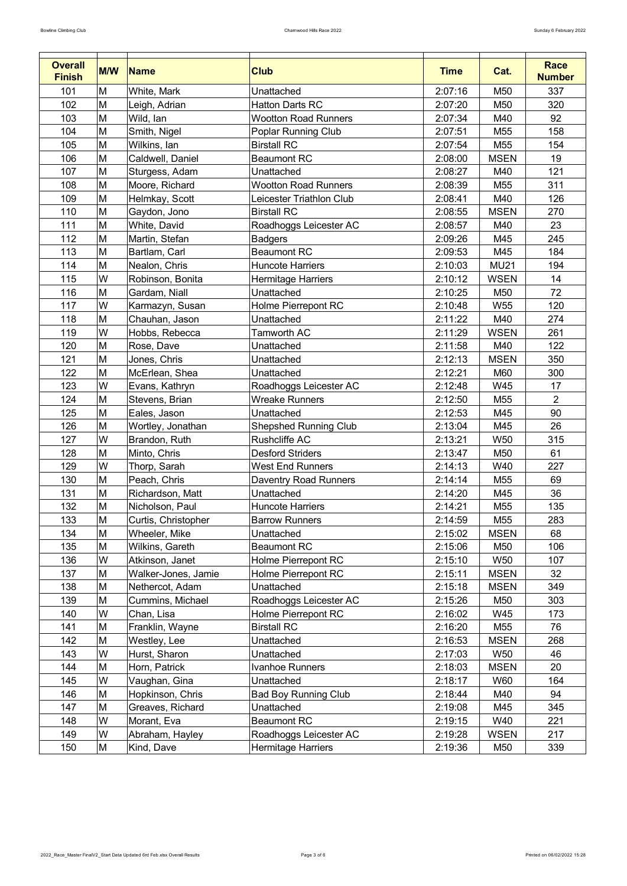| Overall Finish | M/W | Name | Club | Time | Cat. | Race Number |
|---|---|---|---|---|---|---|
| 101 | M | White, Mark | Unattached | 2:07:16 | M50 | 337 |
| 102 | M | Leigh, Adrian | Hatton Darts RC | 2:07:20 | M50 | 320 |
| 103 | M | Wild, Ian | Wootton Road Runners | 2:07:34 | M40 | 92 |
| 104 | M | Smith, Nigel | Poplar Running Club | 2:07:51 | M55 | 158 |
| 105 | M | Wilkins, Ian | Birstall RC | 2:07:54 | M55 | 154 |
| 106 | M | Caldwell, Daniel | Beaumont RC | 2:08:00 | MSEN | 19 |
| 107 | M | Sturgess, Adam | Unattached | 2:08:27 | M40 | 121 |
| 108 | M | Moore, Richard | Wootton Road Runners | 2:08:39 | M55 | 311 |
| 109 | M | Helmkay, Scott | Leicester Triathlon Club | 2:08:41 | M40 | 126 |
| 110 | M | Gaydon, Jono | Birstall RC | 2:08:55 | MSEN | 270 |
| 111 | M | White, David | Roadhoggs Leicester AC | 2:08:57 | M40 | 23 |
| 112 | M | Martin, Stefan | Badgers | 2:09:26 | M45 | 245 |
| 113 | M | Bartlam, Carl | Beaumont RC | 2:09:53 | M45 | 184 |
| 114 | M | Nealon, Chris | Huncote Harriers | 2:10:03 | MU21 | 194 |
| 115 | W | Robinson, Bonita | Hermitage Harriers | 2:10:12 | WSEN | 14 |
| 116 | M | Gardam, Niall | Unattached | 2:10:25 | M50 | 72 |
| 117 | W | Karmazyn, Susan | Holme Pierrepont RC | 2:10:48 | W55 | 120 |
| 118 | M | Chauhan, Jason | Unattached | 2:11:22 | M40 | 274 |
| 119 | W | Hobbs, Rebecca | Tamworth AC | 2:11:29 | WSEN | 261 |
| 120 | M | Rose, Dave | Unattached | 2:11:58 | M40 | 122 |
| 121 | M | Jones, Chris | Unattached | 2:12:13 | MSEN | 350 |
| 122 | M | McErlean, Shea | Unattached | 2:12:21 | M60 | 300 |
| 123 | W | Evans, Kathryn | Roadhoggs Leicester AC | 2:12:48 | W45 | 17 |
| 124 | M | Stevens, Brian | Wreake Runners | 2:12:50 | M55 | 2 |
| 125 | M | Eales, Jason | Unattached | 2:12:53 | M45 | 90 |
| 126 | M | Wortley, Jonathan | Shepshed Running Club | 2:13:04 | M45 | 26 |
| 127 | W | Brandon, Ruth | Rushcliffe AC | 2:13:21 | W50 | 315 |
| 128 | M | Minto, Chris | Desford Striders | 2:13:47 | M50 | 61 |
| 129 | W | Thorp, Sarah | West End Runners | 2:14:13 | W40 | 227 |
| 130 | M | Peach, Chris | Daventry Road Runners | 2:14:14 | M55 | 69 |
| 131 | M | Richardson, Matt | Unattached | 2:14:20 | M45 | 36 |
| 132 | M | Nicholson, Paul | Huncote Harriers | 2:14:21 | M55 | 135 |
| 133 | M | Curtis, Christopher | Barrow Runners | 2:14:59 | M55 | 283 |
| 134 | M | Wheeler, Mike | Unattached | 2:15:02 | MSEN | 68 |
| 135 | M | Wilkins, Gareth | Beaumont RC | 2:15:06 | M50 | 106 |
| 136 | W | Atkinson, Janet | Holme Pierrepont RC | 2:15:10 | W50 | 107 |
| 137 | M | Walker-Jones, Jamie | Holme Pierrepont RC | 2:15:11 | MSEN | 32 |
| 138 | M | Nethercot, Adam | Unattached | 2:15:18 | MSEN | 349 |
| 139 | M | Cummins, Michael | Roadhoggs Leicester AC | 2:15:26 | M50 | 303 |
| 140 | W | Chan, Lisa | Holme Pierrepont RC | 2:16:02 | W45 | 173 |
| 141 | M | Franklin, Wayne | Birstall RC | 2:16:20 | M55 | 76 |
| 142 | M | Westley, Lee | Unattached | 2:16:53 | MSEN | 268 |
| 143 | W | Hurst, Sharon | Unattached | 2:17:03 | W50 | 46 |
| 144 | M | Horn, Patrick | Ivanhoe Runners | 2:18:03 | MSEN | 20 |
| 145 | W | Vaughan, Gina | Unattached | 2:18:17 | W60 | 164 |
| 146 | M | Hopkinson, Chris | Bad Boy Running Club | 2:18:44 | M40 | 94 |
| 147 | M | Greaves, Richard | Unattached | 2:19:08 | M45 | 345 |
| 148 | W | Morant, Eva | Beaumont RC | 2:19:15 | W40 | 221 |
| 149 | W | Abraham, Hayley | Roadhoggs Leicester AC | 2:19:28 | WSEN | 217 |
| 150 | M | Kind, Dave | Hermitage Harriers | 2:19:36 | M50 | 339 |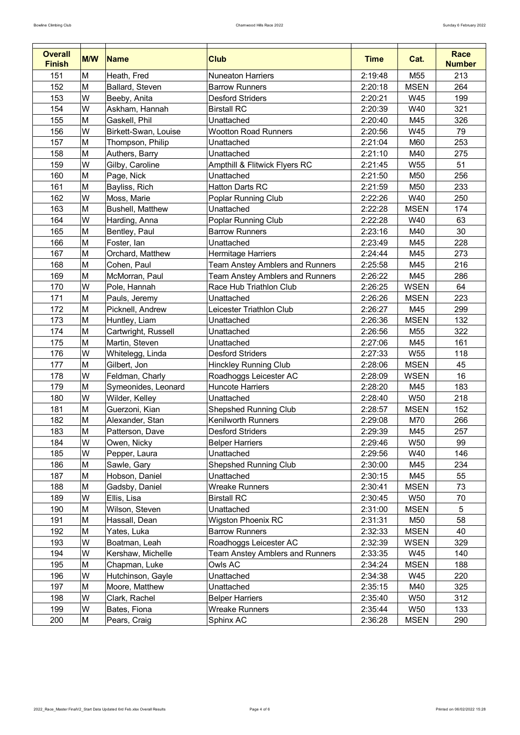| Overall Finish | M/W | Name | Club | Time | Cat. | Race Number |
|---|---|---|---|---|---|---|
| 151 | M | Heath, Fred | Nuneaton Harriers | 2:19:48 | M55 | 213 |
| 152 | M | Ballard, Steven | Barrow Runners | 2:20:18 | MSEN | 264 |
| 153 | W | Beeby, Anita | Desford Striders | 2:20:21 | W45 | 199 |
| 154 | W | Askham, Hannah | Birstall RC | 2:20:39 | W40 | 321 |
| 155 | M | Gaskell, Phil | Unattached | 2:20:40 | M45 | 326 |
| 156 | W | Birkett-Swan, Louise | Wootton Road Runners | 2:20:56 | W45 | 79 |
| 157 | M | Thompson, Philip | Unattached | 2:21:04 | M60 | 253 |
| 158 | M | Authers, Barry | Unattached | 2:21:10 | M40 | 275 |
| 159 | W | Gilby, Caroline | Ampthill & Flitwick Flyers RC | 2:21:45 | W55 | 51 |
| 160 | M | Page, Nick | Unattached | 2:21:50 | M50 | 256 |
| 161 | M | Bayliss, Rich | Hatton Darts RC | 2:21:59 | M50 | 233 |
| 162 | W | Moss, Marie | Poplar Running Club | 2:22:26 | W40 | 250 |
| 163 | M | Bushell, Matthew | Unattached | 2:22:28 | MSEN | 174 |
| 164 | W | Harding, Anna | Poplar Running Club | 2:22:28 | W40 | 63 |
| 165 | M | Bentley, Paul | Barrow Runners | 2:23:16 | M40 | 30 |
| 166 | M | Foster, Ian | Unattached | 2:23:49 | M45 | 228 |
| 167 | M | Orchard, Matthew | Hermitage Harriers | 2:24:44 | M45 | 273 |
| 168 | M | Cohen, Paul | Team Anstey Amblers and Runners | 2:25:58 | M45 | 216 |
| 169 | M | McMorran, Paul | Team Anstey Amblers and Runners | 2:26:22 | M45 | 286 |
| 170 | W | Pole, Hannah | Race Hub Triathlon Club | 2:26:25 | WSEN | 64 |
| 171 | M | Pauls, Jeremy | Unattached | 2:26:26 | MSEN | 223 |
| 172 | M | Picknell, Andrew | Leicester Triathlon Club | 2:26:27 | M45 | 299 |
| 173 | M | Huntley, Liam | Unattached | 2:26:36 | MSEN | 132 |
| 174 | M | Cartwright, Russell | Unattached | 2:26:56 | M55 | 322 |
| 175 | M | Martin, Steven | Unattached | 2:27:06 | M45 | 161 |
| 176 | W | Whitelegg, Linda | Desford Striders | 2:27:33 | W55 | 118 |
| 177 | M | Gilbert, Jon | Hinckley Running Club | 2:28:06 | MSEN | 45 |
| 178 | W | Feldman, Charly | Roadhoggs Leicester AC | 2:28:09 | WSEN | 16 |
| 179 | M | Symeonides, Leonard | Huncote Harriers | 2:28:20 | M45 | 183 |
| 180 | W | Wilder, Kelley | Unattached | 2:28:40 | W50 | 218 |
| 181 | M | Guerzoni, Kian | Shepshed Running Club | 2:28:57 | MSEN | 152 |
| 182 | M | Alexander, Stan | Kenilworth Runners | 2:29:08 | M70 | 266 |
| 183 | M | Patterson, Dave | Desford Striders | 2:29:39 | M45 | 257 |
| 184 | W | Owen, Nicky | Belper Harriers | 2:29:46 | W50 | 99 |
| 185 | W | Pepper, Laura | Unattached | 2:29:56 | W40 | 146 |
| 186 | M | Sawle, Gary | Shepshed Running Club | 2:30:00 | M45 | 234 |
| 187 | M | Hobson, Daniel | Unattached | 2:30:15 | M45 | 55 |
| 188 | M | Gadsby, Daniel | Wreake Runners | 2:30:41 | MSEN | 73 |
| 189 | W | Ellis, Lisa | Birstall RC | 2:30:45 | W50 | 70 |
| 190 | M | Wilson, Steven | Unattached | 2:31:00 | MSEN | 5 |
| 191 | M | Hassall, Dean | Wigston Phoenix RC | 2:31:31 | M50 | 58 |
| 192 | M | Yates, Luka | Barrow Runners | 2:32:33 | MSEN | 40 |
| 193 | W | Boatman, Leah | Roadhoggs Leicester AC | 2:32:39 | WSEN | 329 |
| 194 | W | Kershaw, Michelle | Team Anstey Amblers and Runners | 2:33:35 | W45 | 140 |
| 195 | M | Chapman, Luke | Owls AC | 2:34:24 | MSEN | 188 |
| 196 | W | Hutchinson, Gayle | Unattached | 2:34:38 | W45 | 220 |
| 197 | M | Moore, Matthew | Unattached | 2:35:15 | M40 | 325 |
| 198 | W | Clark, Rachel | Belper Harriers | 2:35:40 | W50 | 312 |
| 199 | W | Bates, Fiona | Wreake Runners | 2:35:44 | W50 | 133 |
| 200 | M | Pears, Craig | Sphinx AC | 2:36:28 | MSEN | 290 |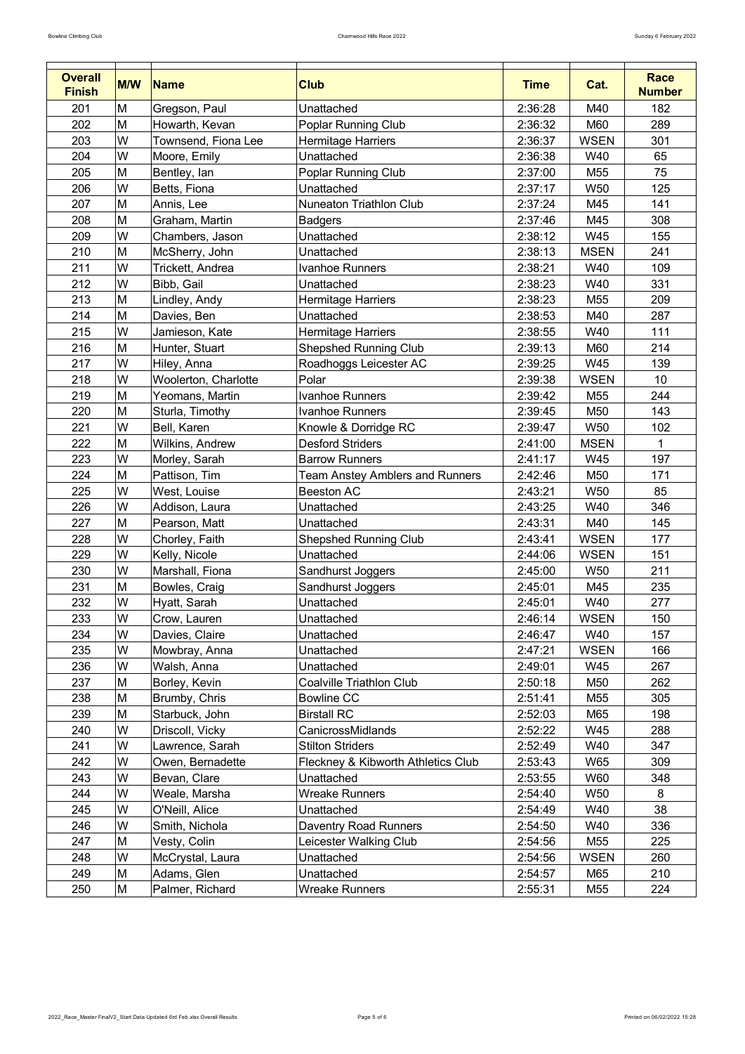| Overall Finish | M/W | Name | Club | Time | Cat. | Race Number |
|---|---|---|---|---|---|---|
| 201 | M | Gregson, Paul | Unattached | 2:36:28 | M40 | 182 |
| 202 | M | Howarth, Kevan | Poplar Running Club | 2:36:32 | M60 | 289 |
| 203 | W | Townsend, Fiona Lee | Hermitage Harriers | 2:36:37 | WSEN | 301 |
| 204 | W | Moore, Emily | Unattached | 2:36:38 | W40 | 65 |
| 205 | M | Bentley, Ian | Poplar Running Club | 2:37:00 | M55 | 75 |
| 206 | W | Betts, Fiona | Unattached | 2:37:17 | W50 | 125 |
| 207 | M | Annis, Lee | Nuneaton Triathlon Club | 2:37:24 | M45 | 141 |
| 208 | M | Graham, Martin | Badgers | 2:37:46 | M45 | 308 |
| 209 | W | Chambers, Jason | Unattached | 2:38:12 | W45 | 155 |
| 210 | M | McSherry, John | Unattached | 2:38:13 | MSEN | 241 |
| 211 | W | Trickett, Andrea | Ivanhoe Runners | 2:38:21 | W40 | 109 |
| 212 | W | Bibb, Gail | Unattached | 2:38:23 | W40 | 331 |
| 213 | M | Lindley, Andy | Hermitage Harriers | 2:38:23 | M55 | 209 |
| 214 | M | Davies, Ben | Unattached | 2:38:53 | M40 | 287 |
| 215 | W | Jamieson, Kate | Hermitage Harriers | 2:38:55 | W40 | 111 |
| 216 | M | Hunter, Stuart | Shepshed Running Club | 2:39:13 | M60 | 214 |
| 217 | W | Hiley, Anna | Roadhoggs Leicester AC | 2:39:25 | W45 | 139 |
| 218 | W | Woolerton, Charlotte | Polar | 2:39:38 | WSEN | 10 |
| 219 | M | Yeomans, Martin | Ivanhoe Runners | 2:39:42 | M55 | 244 |
| 220 | M | Sturla, Timothy | Ivanhoe Runners | 2:39:45 | M50 | 143 |
| 221 | W | Bell, Karen | Knowle & Dorridge RC | 2:39:47 | W50 | 102 |
| 222 | M | Wilkins, Andrew | Desford Striders | 2:41:00 | MSEN | 1 |
| 223 | W | Morley, Sarah | Barrow Runners | 2:41:17 | W45 | 197 |
| 224 | M | Pattison, Tim | Team Anstey Amblers and Runners | 2:42:46 | M50 | 171 |
| 225 | W | West, Louise | Beeston AC | 2:43:21 | W50 | 85 |
| 226 | W | Addison, Laura | Unattached | 2:43:25 | W40 | 346 |
| 227 | M | Pearson, Matt | Unattached | 2:43:31 | M40 | 145 |
| 228 | W | Chorley, Faith | Shepshed Running Club | 2:43:41 | WSEN | 177 |
| 229 | W | Kelly, Nicole | Unattached | 2:44:06 | WSEN | 151 |
| 230 | W | Marshall, Fiona | Sandhurst Joggers | 2:45:00 | W50 | 211 |
| 231 | M | Bowles, Craig | Sandhurst Joggers | 2:45:01 | M45 | 235 |
| 232 | W | Hyatt, Sarah | Unattached | 2:45:01 | W40 | 277 |
| 233 | W | Crow, Lauren | Unattached | 2:46:14 | WSEN | 150 |
| 234 | W | Davies, Claire | Unattached | 2:46:47 | W40 | 157 |
| 235 | W | Mowbray, Anna | Unattached | 2:47:21 | WSEN | 166 |
| 236 | W | Walsh, Anna | Unattached | 2:49:01 | W45 | 267 |
| 237 | M | Borley, Kevin | Coalville Triathlon Club | 2:50:18 | M50 | 262 |
| 238 | M | Brumby, Chris | Bowline CC | 2:51:41 | M55 | 305 |
| 239 | M | Starbuck, John | Birstall RC | 2:52:03 | M65 | 198 |
| 240 | W | Driscoll, Vicky | CanicrossMidlands | 2:52:22 | W45 | 288 |
| 241 | W | Lawrence, Sarah | Stilton Striders | 2:52:49 | W40 | 347 |
| 242 | W | Owen, Bernadette | Fleckney & Kibworth Athletics Club | 2:53:43 | W65 | 309 |
| 243 | W | Bevan, Clare | Unattached | 2:53:55 | W60 | 348 |
| 244 | W | Weale, Marsha | Wreake Runners | 2:54:40 | W50 | 8 |
| 245 | W | O'Neill, Alice | Unattached | 2:54:49 | W40 | 38 |
| 246 | W | Smith, Nichola | Daventry Road Runners | 2:54:50 | W40 | 336 |
| 247 | M | Vesty, Colin | Leicester Walking Club | 2:54:56 | M55 | 225 |
| 248 | W | McCrystal, Laura | Unattached | 2:54:56 | WSEN | 260 |
| 249 | M | Adams, Glen | Unattached | 2:54:57 | M65 | 210 |
| 250 | M | Palmer, Richard | Wreake Runners | 2:55:31 | M55 | 224 |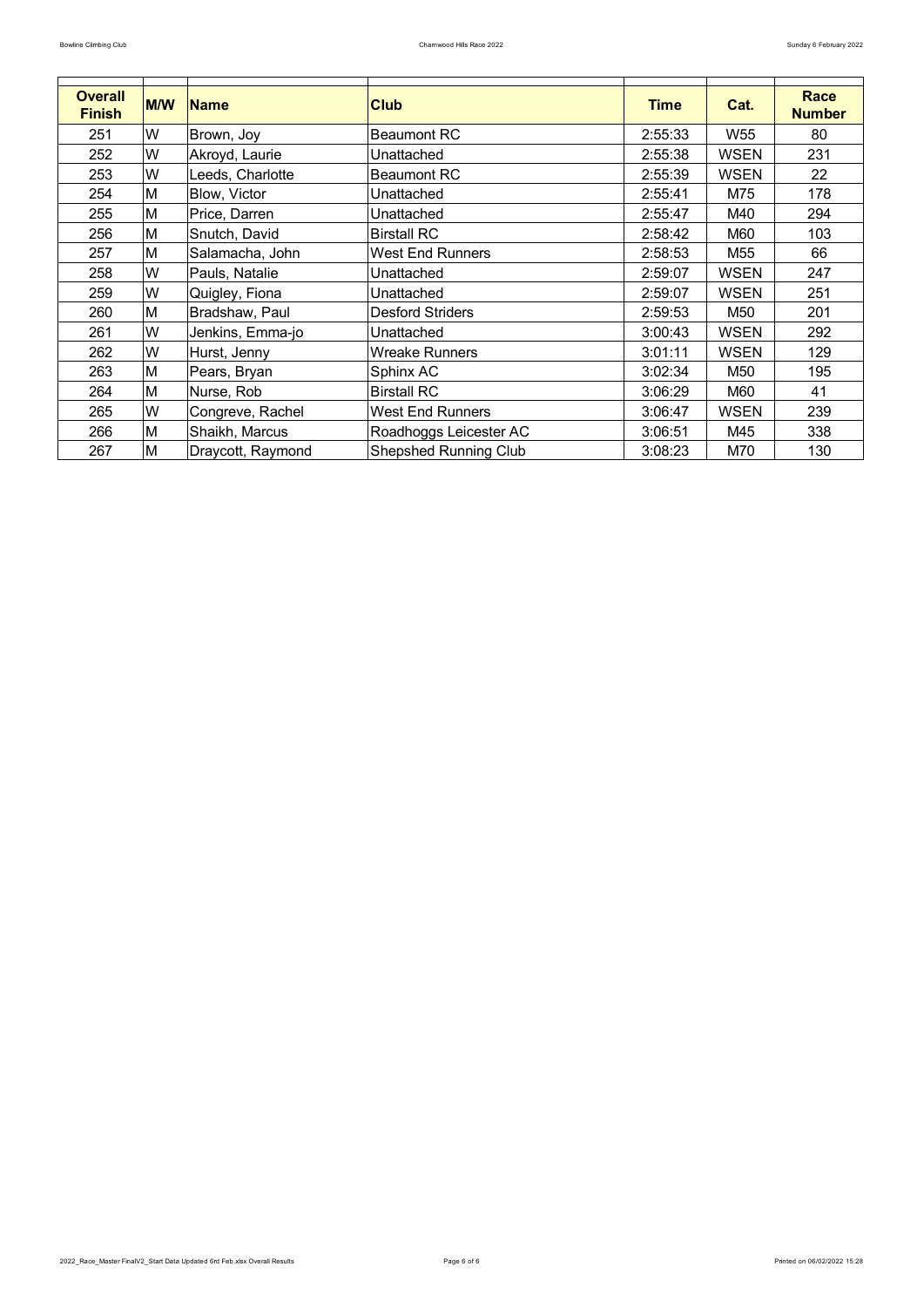| Overall Finish | M/W | Name | Club | Time | Cat. | Race Number |
|---|---|---|---|---|---|---|
| 251 | W | Brown, Joy | Beaumont RC | 2:55:33 | W55 | 80 |
| 252 | W | Akroyd, Laurie | Unattached | 2:55:38 | WSEN | 231 |
| 253 | W | Leeds, Charlotte | Beaumont RC | 2:55:39 | WSEN | 22 |
| 254 | M | Blow, Victor | Unattached | 2:55:41 | M75 | 178 |
| 255 | M | Price, Darren | Unattached | 2:55:47 | M40 | 294 |
| 256 | M | Snutch, David | Birstall RC | 2:58:42 | M60 | 103 |
| 257 | M | Salamacha, John | West End Runners | 2:58:53 | M55 | 66 |
| 258 | W | Pauls, Natalie | Unattached | 2:59:07 | WSEN | 247 |
| 259 | W | Quigley, Fiona | Unattached | 2:59:07 | WSEN | 251 |
| 260 | M | Bradshaw, Paul | Desford Striders | 2:59:53 | M50 | 201 |
| 261 | W | Jenkins, Emma-jo | Unattached | 3:00:43 | WSEN | 292 |
| 262 | W | Hurst, Jenny | Wreake Runners | 3:01:11 | WSEN | 129 |
| 263 | M | Pears, Bryan | Sphinx AC | 3:02:34 | M50 | 195 |
| 264 | M | Nurse, Rob | Birstall RC | 3:06:29 | M60 | 41 |
| 265 | W | Congreve, Rachel | West End Runners | 3:06:47 | WSEN | 239 |
| 266 | M | Shaikh, Marcus | Roadhoggs Leicester AC | 3:06:51 | M45 | 338 |
| 267 | M | Draycott, Raymond | Shepshed Running Club | 3:08:23 | M70 | 130 |